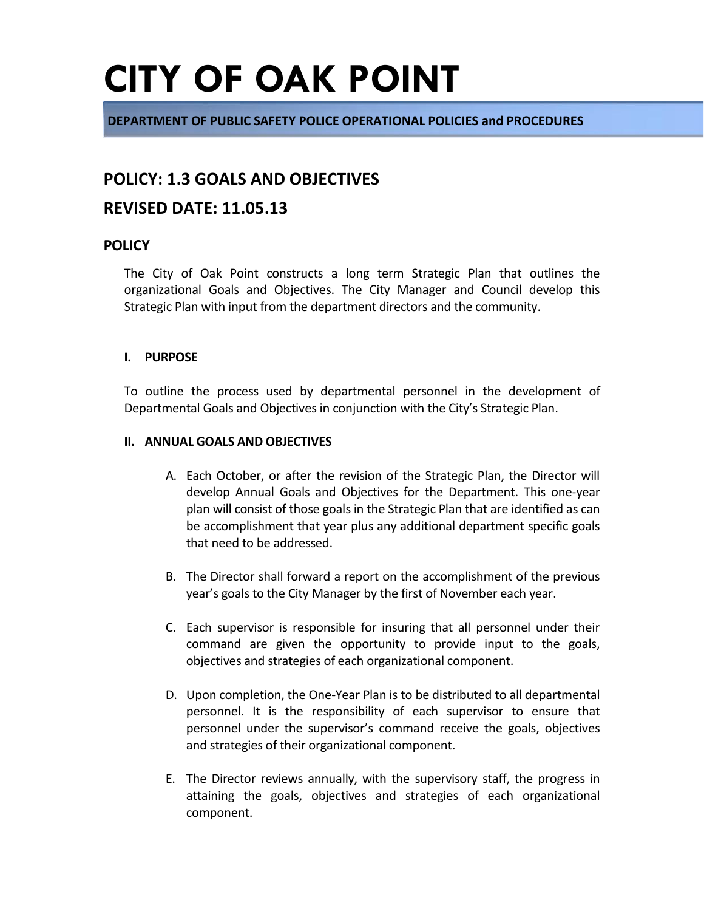# CITY OF OAK POINT

**DEPARTMENT OF PUBLIC SAFETY POLICE OPERATIONAL POLICIES and PROCEDURES**

## POLICY: 1.3 GOALS AND OBJECTIVES

## REVISED DATE: 11.05.13

### POLICY

The City of Oak Point constructs a long term Strategic Plan that outlines the organizational Goals and Objectives. The City Manager and Council develop this Strategic Plan with input from the department directors and the community.

#### I. PURPOSE

To outline the process used by departmental personnel in the development of Departmental Goals and Objectives in conjunction with the City's Strategic Plan.

#### II. ANNUAL GOALS AND OBJECTIVES

A. Each October, or after the revision of the Strategic Plan, the Director will develop Annual Goals and Objectives for the Department. This one-year plan will consist of those goals in the Strategic Plan that are identified as can be accomplishment that year plus any additional department specific goals that need to be addressed.

B. The Director shall forward a report on the accomplishment of the previous year's goals to the City Manager by the first of November each year.

C. Each supervisor is responsible for insuring that all personnel under their command are given the opportunity to provide input to the goals, objectives and strategies of each organizational component.

D. Upon completion, the One-Year Plan is to be distributed to all departmental personnel. It is the responsibility of each supervisor to ensure that personnel under the supervisor's command receive the goals, objectives and strategies of their organizational component.

E. The Director reviews annually, with the supervisory staff, the progress in attaining the goals, objectives and strategies of each organizational component.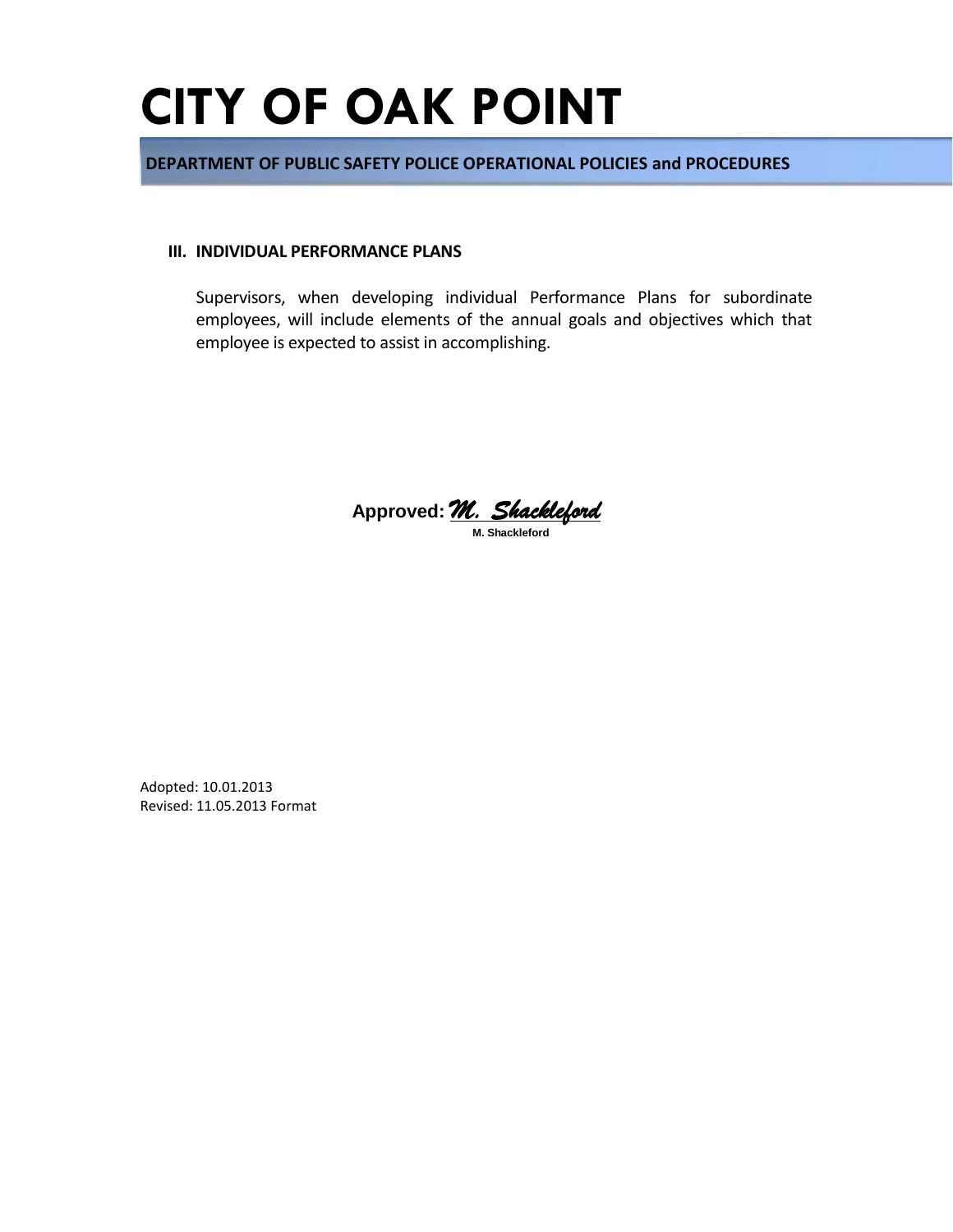### III. INDIVIDUAL PERFORMANCE PLANS

Supervisors, when developing individual Performance Plans for subordinate employees, will include elements of the annual goals and objectives which that employee is expected to assist in accomplishing.

**Approved:** *M. Shackleford*
**M. Shackleford**

Adopted: 10.01.2013
Revised: 11.05.2013 Format